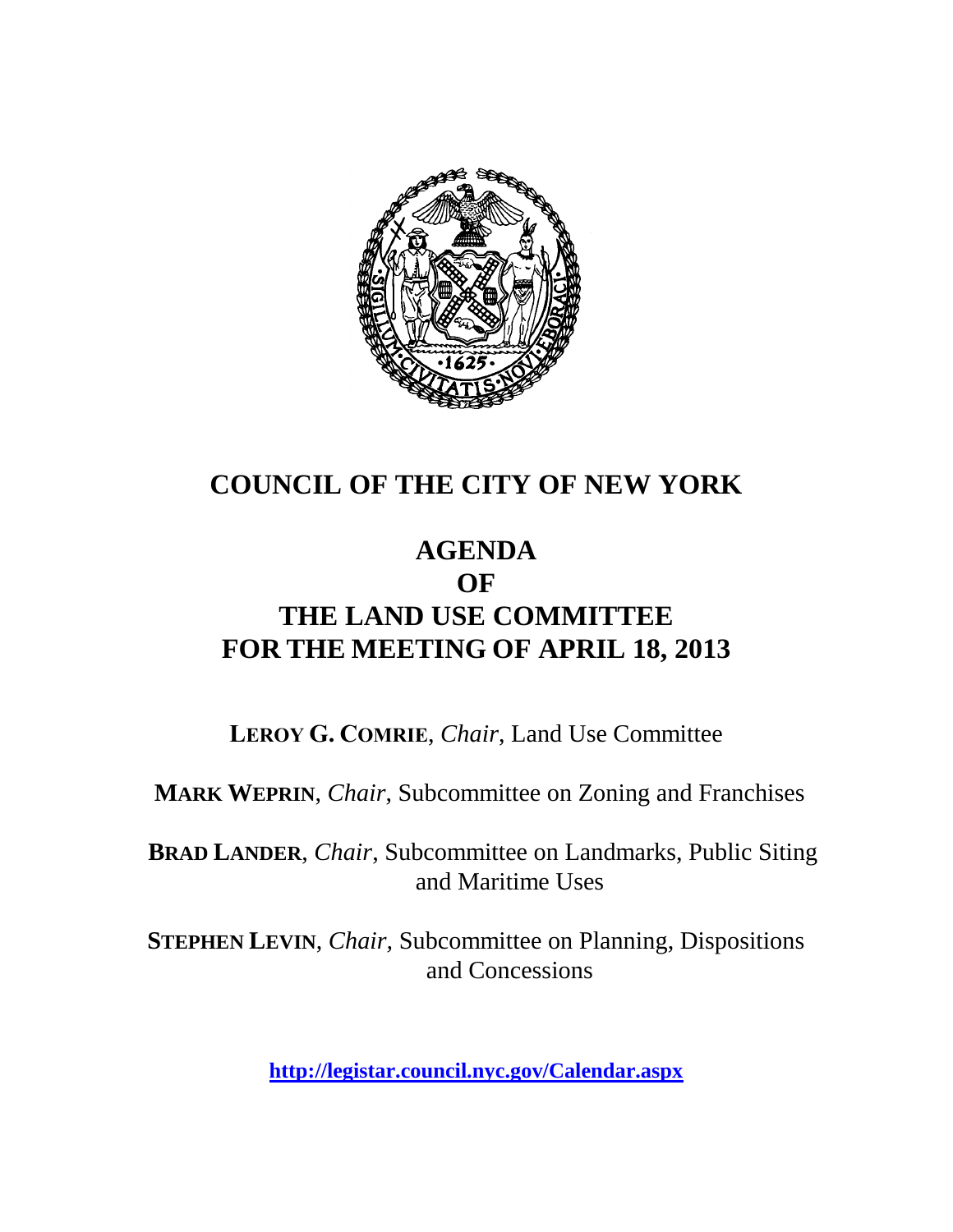# COUNCIL OF THE CITY OF NEW YORK

## AGENDA
## OF
## THE LAND USE COMMITTEE
## FOR THE MEETING OF APRIL 18, 2013

**LEROY G. COMRIE**, *Chair*, Land Use Committee

**MARK WEPRIN**, *Chair,* Subcommittee on Zoning and Franchises

**BRAD LANDER**, *Chair*, Subcommittee on Landmarks, Public Siting and Maritime Uses

**STEPHEN LEVIN**, *Chair,* Subcommittee on Planning, Dispositions and Concessions

**http://legistar.council.nyc.gov/Calendar.aspx**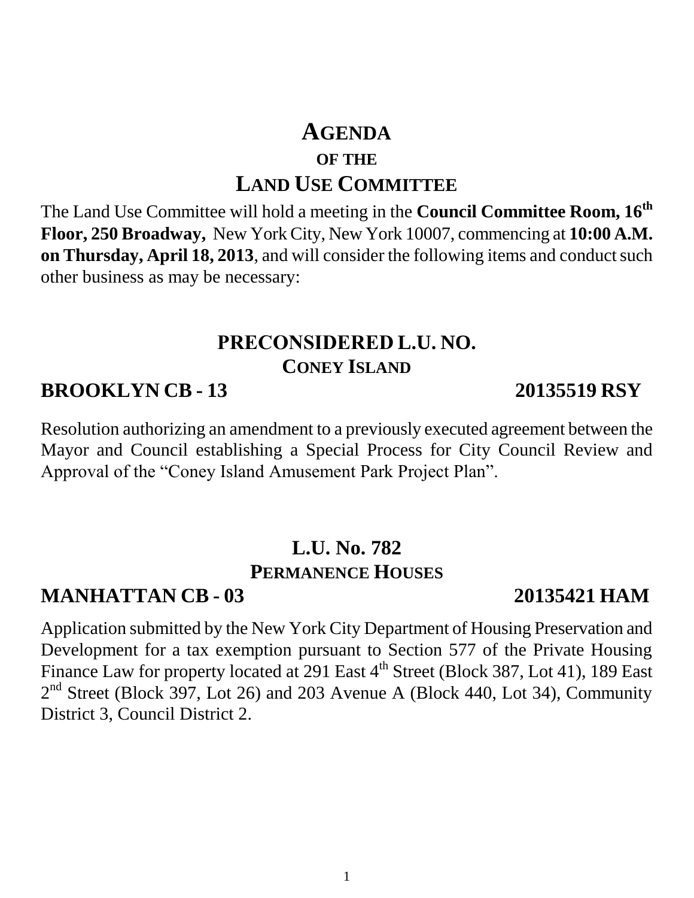# AGENDA

## OF THE

# LAND USE COMMITTEE

The Land Use Committee will hold a meeting in the **Council Committee Room, 16th Floor, 250 Broadway,** New York City, New York 10007, commencing at **10:00 A.M. on Thursday, April 18, 2013**, and will consider the following items and conduct such other business as may be necessary:

## PRECONSIDERED L.U. NO.

### CONEY ISLAND

**BROOKLYN CB - 13** **20135519 RSY**

Resolution authorizing an amendment to a previously executed agreement between the Mayor and Council establishing a Special Process for City Council Review and Approval of the "Coney Island Amusement Park Project Plan".

## L.U. No. 782

### PERMANENCE HOUSES

**MANHATTAN CB - 03** **20135421 HAM**

Application submitted by the New York City Department of Housing Preservation and Development for a tax exemption pursuant to Section 577 of the Private Housing Finance Law for property located at 291 East 4th Street (Block 387, Lot 41), 189 East 2nd Street (Block 397, Lot 26) and 203 Avenue A (Block 440, Lot 34), Community District 3, Council District 2.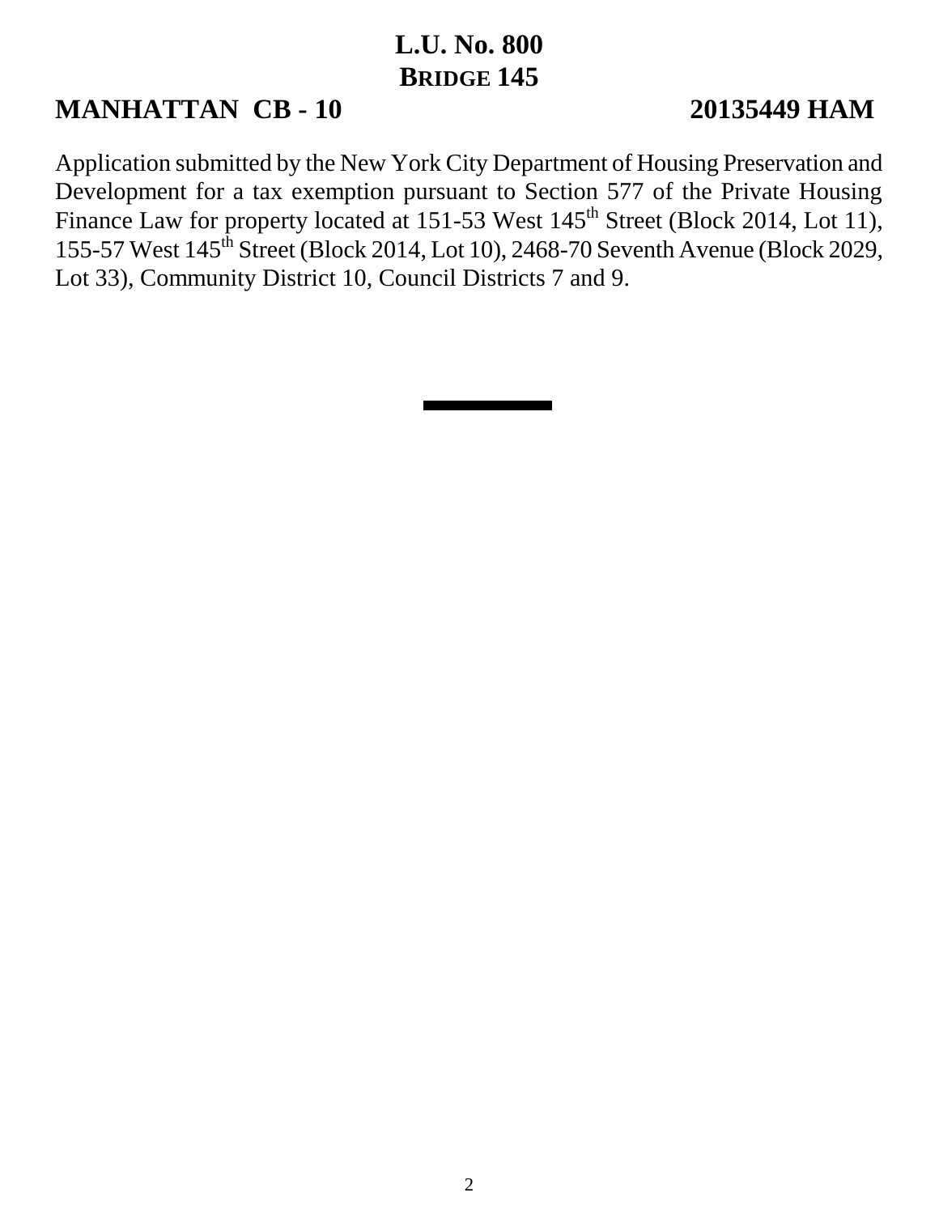# L.U. No. 800
## BRIDGE 145

**MANHATTAN CB - 10** **20135449 HAM**

Application submitted by the New York City Department of Housing Preservation and Development for a tax exemption pursuant to Section 577 of the Private Housing Finance Law for property located at 151-53 West 145th Street (Block 2014, Lot 11), 155-57 West 145th Street (Block 2014, Lot 10), 2468-70 Seventh Avenue (Block 2029, Lot 33), Community District 10, Council Districts 7 and 9.